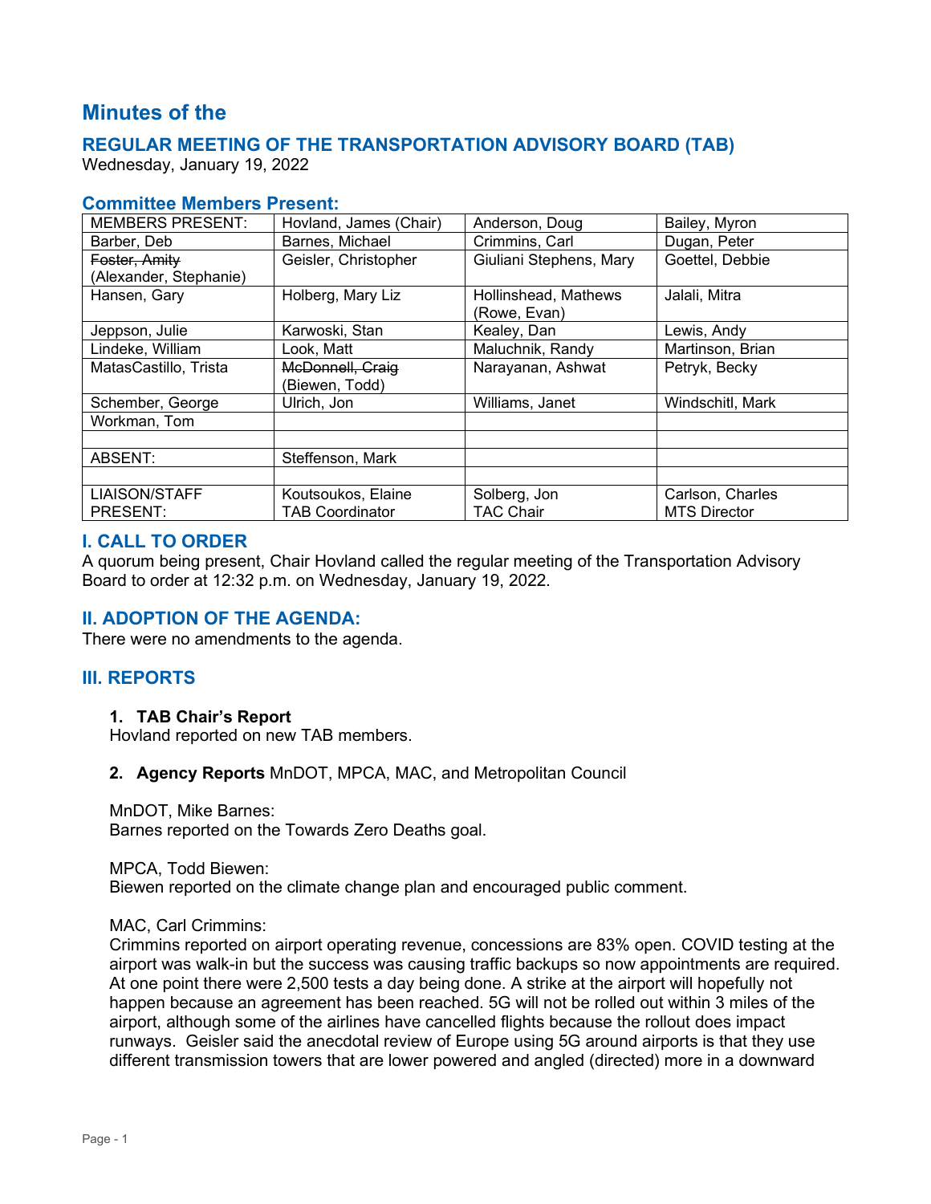# Minutes of the

## REGULAR MEETING OF THE TRANSPORTATION ADVISORY BOARD (TAB)

Wednesday, January 19, 2022

### Committee Members Present:

| MEMBERS PRESENT: | Hovland, James (Chair) | Anderson, Doug | Bailey, Myron |
|---|---|---|---|
| Barber, Deb | Barnes, Michael | Crimmins, Carl | Dugan, Peter |
| ~~Foster, Amity~~ (Alexander, Stephanie) | Geisler, Christopher | Giuliani Stephens, Mary | Goettel, Debbie |
| Hansen, Gary | Holberg, Mary Liz | Hollinshead, Mathews (Rowe, Evan) | Jalali, Mitra |
| Jeppson, Julie | Karwoski, Stan | Kealey, Dan | Lewis, Andy |
| Lindeke, William | Look, Matt | Maluchnik, Randy | Martinson, Brian |
| MatasCastillo, Trista | ~~McDonnell, Craig~~ (Biewen, Todd) | Narayanan, Ashwat | Petryk, Becky |
| Schember, George | Ulrich, Jon | Williams, Janet | Windschitl, Mark |
| Workman, Tom | | | |
| | | | |
| ABSENT: | Steffenson, Mark | | |
| | | | |
| LIAISON/STAFF PRESENT: | Koutsoukos, Elaine TAB Coordinator | Solberg, Jon TAC Chair | Carlson, Charles MTS Director |

## I. CALL TO ORDER

A quorum being present, Chair Hovland called the regular meeting of the Transportation Advisory Board to order at 12:32 p.m. on Wednesday, January 19, 2022.

## II. ADOPTION OF THE AGENDA:

There were no amendments to the agenda.

## III. REPORTS

**1. TAB Chair's Report**

Hovland reported on new TAB members.

**2. Agency Reports** MnDOT, MPCA, MAC, and Metropolitan Council

MnDOT, Mike Barnes:
Barnes reported on the Towards Zero Deaths goal.

MPCA, Todd Biewen:
Biewen reported on the climate change plan and encouraged public comment.

MAC, Carl Crimmins:
Crimmins reported on airport operating revenue, concessions are 83% open. COVID testing at the airport was walk-in but the success was causing traffic backups so now appointments are required. At one point there were 2,500 tests a day being done. A strike at the airport will hopefully not happen because an agreement has been reached. 5G will not be rolled out within 3 miles of the airport, although some of the airlines have cancelled flights because the rollout does impact runways. Geisler said the anecdotal review of Europe using 5G around airports is that they use different transmission towers that are lower powered and angled (directed) more in a downward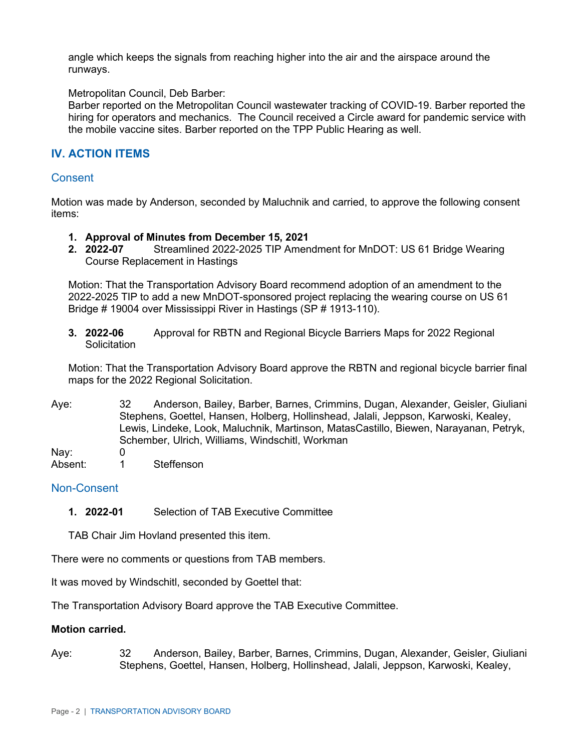angle which keeps the signals from reaching higher into the air and the airspace around the runways.

Metropolitan Council, Deb Barber:
Barber reported on the Metropolitan Council wastewater tracking of COVID-19. Barber reported the hiring for operators and mechanics. The Council received a Circle award for pandemic service with the mobile vaccine sites. Barber reported on the TPP Public Hearing as well.

## IV. ACTION ITEMS

### Consent

Motion was made by Anderson, seconded by Maluchnik and carried, to approve the following consent items:

1. **Approval of Minutes from December 15, 2021**
2. **2022-07** Streamlined 2022-2025 TIP Amendment for MnDOT: US 61 Bridge Wearing Course Replacement in Hastings

   Motion: That the Transportation Advisory Board recommend adoption of an amendment to the 2022-2025 TIP to add a new MnDOT-sponsored project replacing the wearing course on US 61 Bridge # 19004 over Mississippi River in Hastings (SP # 1913-110).

3. **2022-06** Approval for RBTN and Regional Bicycle Barriers Maps for 2022 Regional Solicitation

   Motion: That the Transportation Advisory Board approve the RBTN and regional bicycle barrier final maps for the 2022 Regional Solicitation.

Aye: 32 Anderson, Bailey, Barber, Barnes, Crimmins, Dugan, Alexander, Geisler, Giuliani Stephens, Goettel, Hansen, Holberg, Hollinshead, Jalali, Jeppson, Karwoski, Kealey, Lewis, Lindeke, Look, Maluchnik, Martinson, MatasCastillo, Biewen, Narayanan, Petryk, Schember, Ulrich, Williams, Windschitl, Workman
Nay: 0
Absent: 1 Steffenson

### Non-Consent

1. **2022-01** Selection of TAB Executive Committee

   TAB Chair Jim Hovland presented this item.

There were no comments or questions from TAB members.

It was moved by Windschitl, seconded by Goettel that:

The Transportation Advisory Board approve the TAB Executive Committee.

**Motion carried.**

Aye: 32 Anderson, Bailey, Barber, Barnes, Crimmins, Dugan, Alexander, Geisler, Giuliani Stephens, Goettel, Hansen, Holberg, Hollinshead, Jalali, Jeppson, Karwoski, Kealey,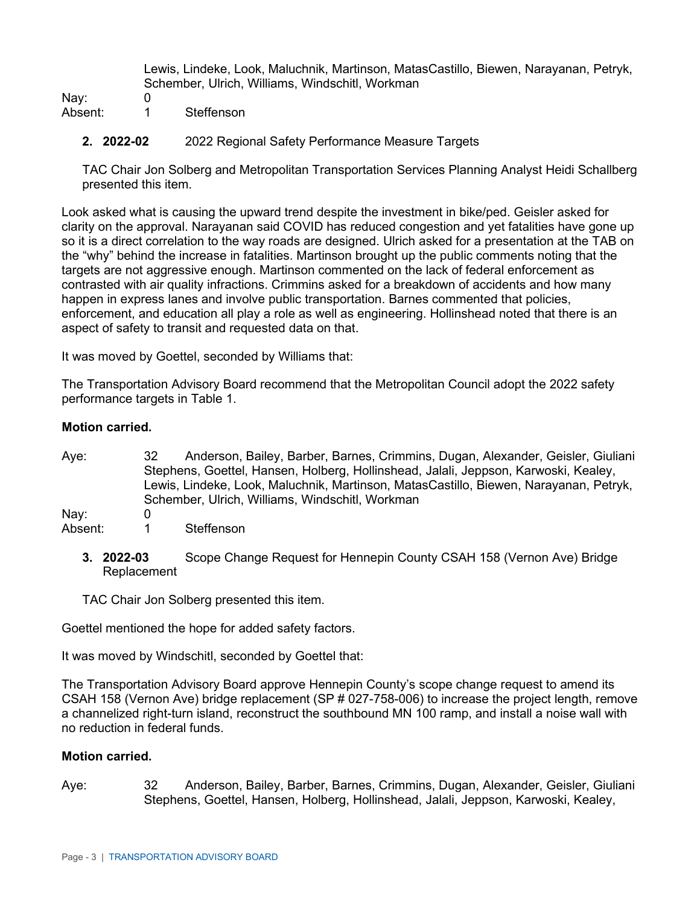Lewis, Lindeke, Look, Maluchnik, Martinson, MatasCastillo, Biewen, Narayanan, Petryk, Schember, Ulrich, Williams, Windschitl, Workman

Nay: 0

Absent: 1 Steffenson

2. **2022-02** 2022 Regional Safety Performance Measure Targets

TAC Chair Jon Solberg and Metropolitan Transportation Services Planning Analyst Heidi Schallberg presented this item.

Look asked what is causing the upward trend despite the investment in bike/ped. Geisler asked for clarity on the approval. Narayanan said COVID has reduced congestion and yet fatalities have gone up so it is a direct correlation to the way roads are designed. Ulrich asked for a presentation at the TAB on the "why" behind the increase in fatalities. Martinson brought up the public comments noting that the targets are not aggressive enough. Martinson commented on the lack of federal enforcement as contrasted with air quality infractions. Crimmins asked for a breakdown of accidents and how many happen in express lanes and involve public transportation. Barnes commented that policies, enforcement, and education all play a role as well as engineering. Hollinshead noted that there is an aspect of safety to transit and requested data on that.

It was moved by Goettel, seconded by Williams that:

The Transportation Advisory Board recommend that the Metropolitan Council adopt the 2022 safety performance targets in Table 1.

**Motion carried.**

Aye: 32 Anderson, Bailey, Barber, Barnes, Crimmins, Dugan, Alexander, Geisler, Giuliani Stephens, Goettel, Hansen, Holberg, Hollinshead, Jalali, Jeppson, Karwoski, Kealey, Lewis, Lindeke, Look, Maluchnik, Martinson, MatasCastillo, Biewen, Narayanan, Petryk, Schember, Ulrich, Williams, Windschitl, Workman

Nay: 0

Absent: 1 Steffenson

3. **2022-03** Scope Change Request for Hennepin County CSAH 158 (Vernon Ave) Bridge Replacement

TAC Chair Jon Solberg presented this item.

Goettel mentioned the hope for added safety factors.

It was moved by Windschitl, seconded by Goettel that:

The Transportation Advisory Board approve Hennepin County's scope change request to amend its CSAH 158 (Vernon Ave) bridge replacement (SP # 027-758-006) to increase the project length, remove a channelized right-turn island, reconstruct the southbound MN 100 ramp, and install a noise wall with no reduction in federal funds.

**Motion carried.**

Aye: 32 Anderson, Bailey, Barber, Barnes, Crimmins, Dugan, Alexander, Geisler, Giuliani Stephens, Goettel, Hansen, Holberg, Hollinshead, Jalali, Jeppson, Karwoski, Kealey,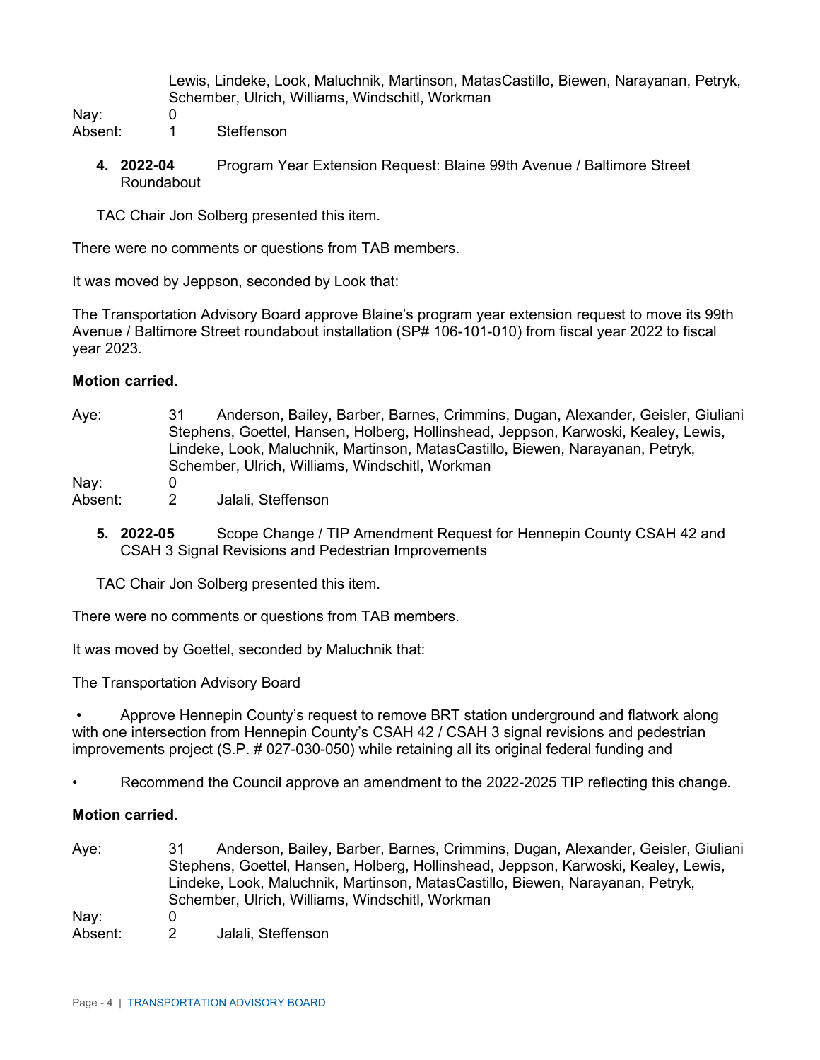Lewis, Lindeke, Look, Maluchnik, Martinson, MatasCastillo, Biewen, Narayanan, Petryk, Schember, Ulrich, Williams, Windschitl, Workman

Nay: 0

Absent: 1 Steffenson

4. **2022-04** Program Year Extension Request: Blaine 99th Avenue / Baltimore Street Roundabout

TAC Chair Jon Solberg presented this item.

There were no comments or questions from TAB members.

It was moved by Jeppson, seconded by Look that:

The Transportation Advisory Board approve Blaine's program year extension request to move its 99th Avenue / Baltimore Street roundabout installation (SP# 106-101-010) from fiscal year 2022 to fiscal year 2023.

**Motion carried.**

Aye: 31 Anderson, Bailey, Barber, Barnes, Crimmins, Dugan, Alexander, Geisler, Giuliani Stephens, Goettel, Hansen, Holberg, Hollinshead, Jeppson, Karwoski, Kealey, Lewis, Lindeke, Look, Maluchnik, Martinson, MatasCastillo, Biewen, Narayanan, Petryk, Schember, Ulrich, Williams, Windschitl, Workman

Nay: 0

Absent: 2 Jalali, Steffenson

5. **2022-05** Scope Change / TIP Amendment Request for Hennepin County CSAH 42 and CSAH 3 Signal Revisions and Pedestrian Improvements

TAC Chair Jon Solberg presented this item.

There were no comments or questions from TAB members.

It was moved by Goettel, seconded by Maluchnik that:

The Transportation Advisory Board

- Approve Hennepin County's request to remove BRT station underground and flatwork along with one intersection from Hennepin County's CSAH 42 / CSAH 3 signal revisions and pedestrian improvements project (S.P. # 027-030-050) while retaining all its original federal funding and
- Recommend the Council approve an amendment to the 2022-2025 TIP reflecting this change.

**Motion carried.**

Aye: 31 Anderson, Bailey, Barber, Barnes, Crimmins, Dugan, Alexander, Geisler, Giuliani Stephens, Goettel, Hansen, Holberg, Hollinshead, Jeppson, Karwoski, Kealey, Lewis, Lindeke, Look, Maluchnik, Martinson, MatasCastillo, Biewen, Narayanan, Petryk, Schember, Ulrich, Williams, Windschitl, Workman

Nay: 0

Absent: 2 Jalali, Steffenson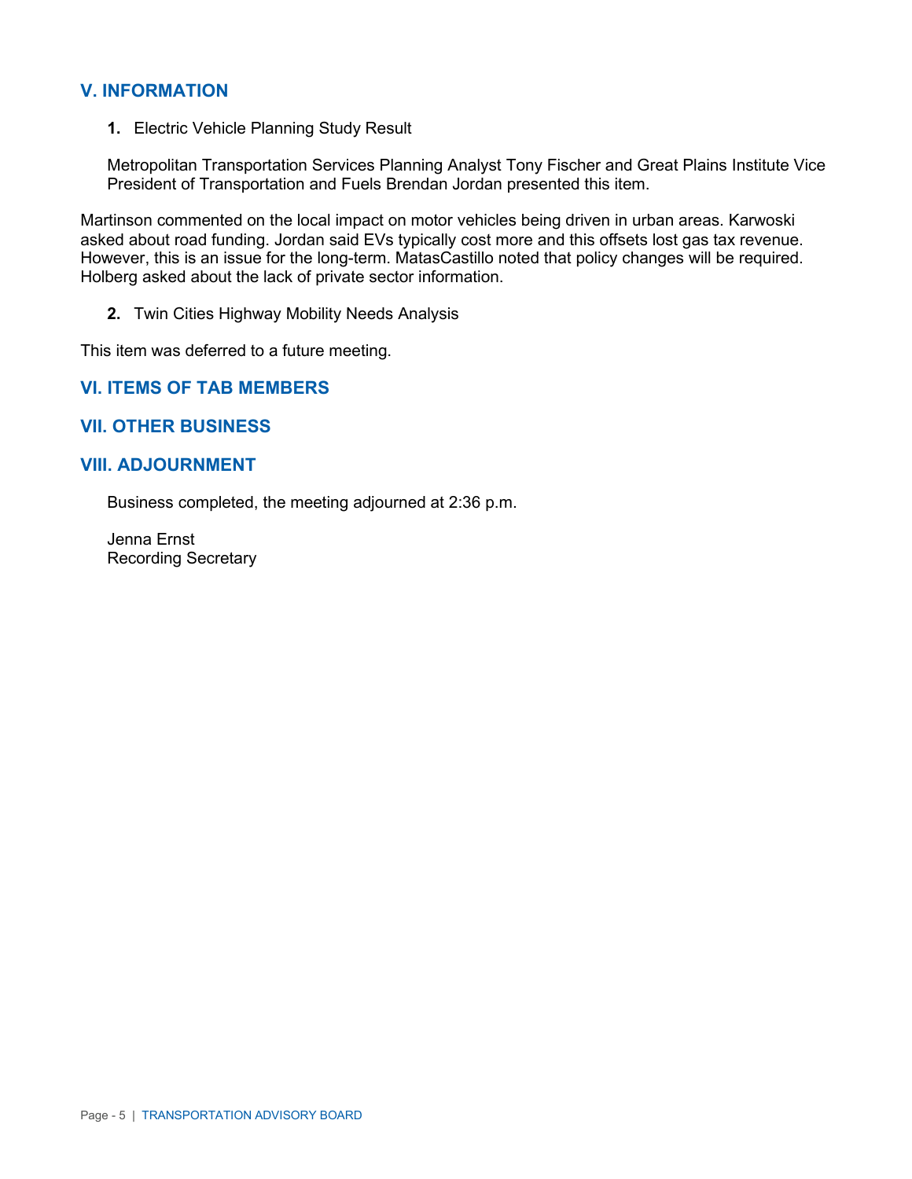## V. INFORMATION

1. Electric Vehicle Planning Study Result

Metropolitan Transportation Services Planning Analyst Tony Fischer and Great Plains Institute Vice President of Transportation and Fuels Brendan Jordan presented this item.

Martinson commented on the local impact on motor vehicles being driven in urban areas. Karwoski asked about road funding. Jordan said EVs typically cost more and this offsets lost gas tax revenue. However, this is an issue for the long-term. MatasCastillo noted that policy changes will be required. Holberg asked about the lack of private sector information.

2. Twin Cities Highway Mobility Needs Analysis

This item was deferred to a future meeting.

## VI. ITEMS OF TAB MEMBERS

## VII. OTHER BUSINESS

## VIII. ADJOURNMENT

Business completed, the meeting adjourned at 2:36 p.m.

Jenna Ernst
Recording Secretary